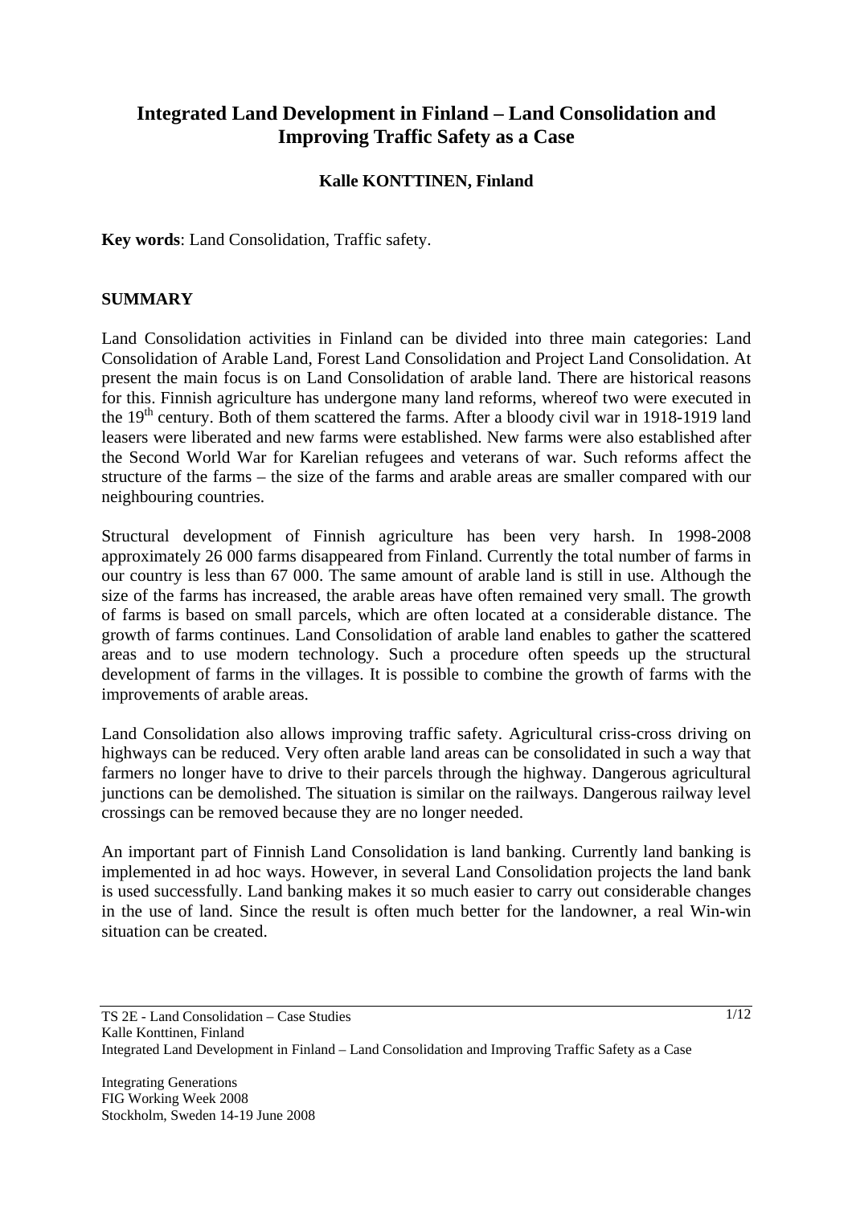# Integrated Land Development in Finland – Land Consolidation and Improving Traffic Safety as a Case

**Kalle KONTTINEN, Finland**

**Key words**: Land Consolidation, Traffic safety.

## SUMMARY

Land Consolidation activities in Finland can be divided into three main categories: Land Consolidation of Arable Land, Forest Land Consolidation and Project Land Consolidation. At present the main focus is on Land Consolidation of arable land. There are historical reasons for this. Finnish agriculture has undergone many land reforms, whereof two were executed in the 19th century. Both of them scattered the farms. After a bloody civil war in 1918-1919 land leasers were liberated and new farms were established. New farms were also established after the Second World War for Karelian refugees and veterans of war. Such reforms affect the structure of the farms – the size of the farms and arable areas are smaller compared with our neighbouring countries.

Structural development of Finnish agriculture has been very harsh. In 1998-2008 approximately 26 000 farms disappeared from Finland. Currently the total number of farms in our country is less than 67 000. The same amount of arable land is still in use. Although the size of the farms has increased, the arable areas have often remained very small. The growth of farms is based on small parcels, which are often located at a considerable distance. The growth of farms continues. Land Consolidation of arable land enables to gather the scattered areas and to use modern technology. Such a procedure often speeds up the structural development of farms in the villages. It is possible to combine the growth of farms with the improvements of arable areas.

Land Consolidation also allows improving traffic safety. Agricultural criss-cross driving on highways can be reduced. Very often arable land areas can be consolidated in such a way that farmers no longer have to drive to their parcels through the highway. Dangerous agricultural junctions can be demolished. The situation is similar on the railways. Dangerous railway level crossings can be removed because they are no longer needed.

An important part of Finnish Land Consolidation is land banking. Currently land banking is implemented in ad hoc ways. However, in several Land Consolidation projects the land bank is used successfully. Land banking makes it so much easier to carry out considerable changes in the use of land. Since the result is often much better for the landowner, a real Win-win situation can be created.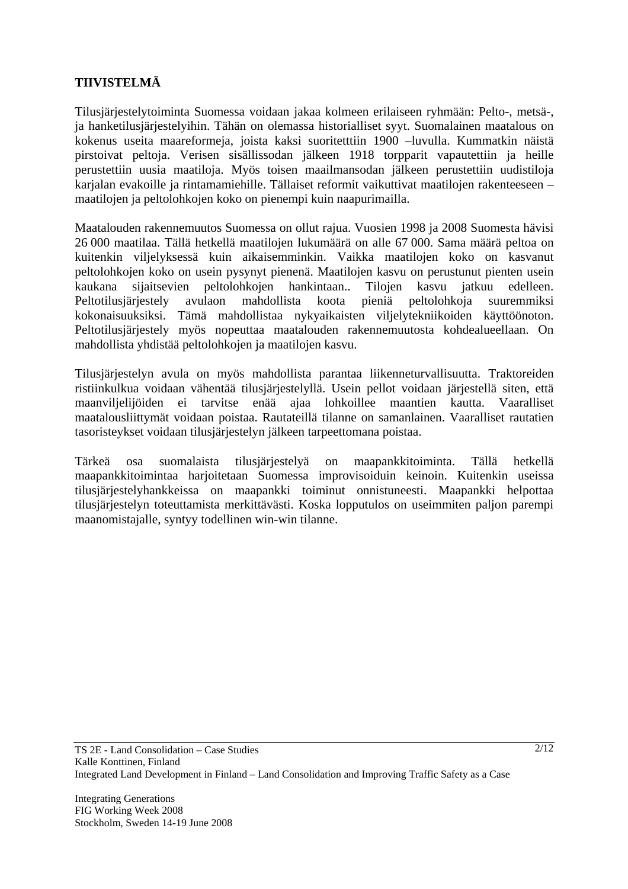## TIIVISTELMÄ

Tilusjärjestelytoiminta Suomessa voidaan jakaa kolmeen erilaiseen ryhmään: Pelto-, metsä-, ja hanketilusjärjestelyihin. Tähän on olemassa historialliset syyt. Suomalainen maatalous on kokenus useita maareformeja, joista kaksi suoritetttiin 1900 –luvulla. Kummatkin näistä pirstoivat peltoja. Verisen sisällissodan jälkeen 1918 torpparit vapautettiin ja heille perustettiin uusia maatiloja. Myös toisen maailmansodan jälkeen perustettiin uudistiloja karjalan evakoille ja rintamamiehille. Tällaiset reformit vaikuttivat maatilojen rakenteeseen – maatilojen ja peltolohkojen koko on pienempi kuin naapurimailla.

Maatalouden rakennemuutos Suomessa on ollut rajua. Vuosien 1998 ja 2008 Suomesta hävisi 26 000 maatilaa. Tällä hetkellä maatilojen lukumäärä on alle 67 000. Sama määrä peltoa on kuitenkin viljelyksessä kuin aikaisemminkin. Vaikka maatilojen koko on kasvanut peltolohkojen koko on usein pysynyt pienenä. Maatilojen kasvu on perustunut pienten usein kaukana sijaitsevien peltolohkojen hankintaan.. Tilojen kasvu jatkuu edelleen. Peltotilusjärjestely avulaon mahdollista koota pieniä peltolohkoja suuremmiksi kokonaisuuksiksi. Tämä mahdollistaa nykyaikaisten viljelytekniikoiden käyttöönoton. Peltotilusjärjestely myös nopeuttaa maatalouden rakennemuutosta kohdealueellaan. On mahdollista yhdistää peltolohkojen ja maatilojen kasvu.

Tilusjärjestelyn avula on myös mahdollista parantaa liikenneturvallisuutta. Traktoreiden ristiinkulkua voidaan vähentää tilusjärjestelyllä. Usein pellot voidaan järjestellä siten, että maanviljelijöiden ei tarvitse enää ajaa lohkoillee maantien kautta. Vaaralliset maatalousliittymät voidaan poistaa. Rautateillä tilanne on samanlainen. Vaaralliset rautatien tasoristeykset voidaan tilusjärjestelyn jälkeen tarpeettomana poistaa.

Tärkeä osa suomalaista tilusjärjestelyä on maapankkitoiminta. Tällä hetkellä maapankkitoimintaa harjoitetaan Suomessa improvisoiduin keinoin. Kuitenkin useissa tilusjärjestelyhankkeissa on maapankki toiminut onnistuneesti. Maapankki helpottaa tilusjärjestelyn toteuttamista merkittävästi. Koska lopputulos on useimmiten paljon parempi maanomistajalle, syntyy todellinen win-win tilanne.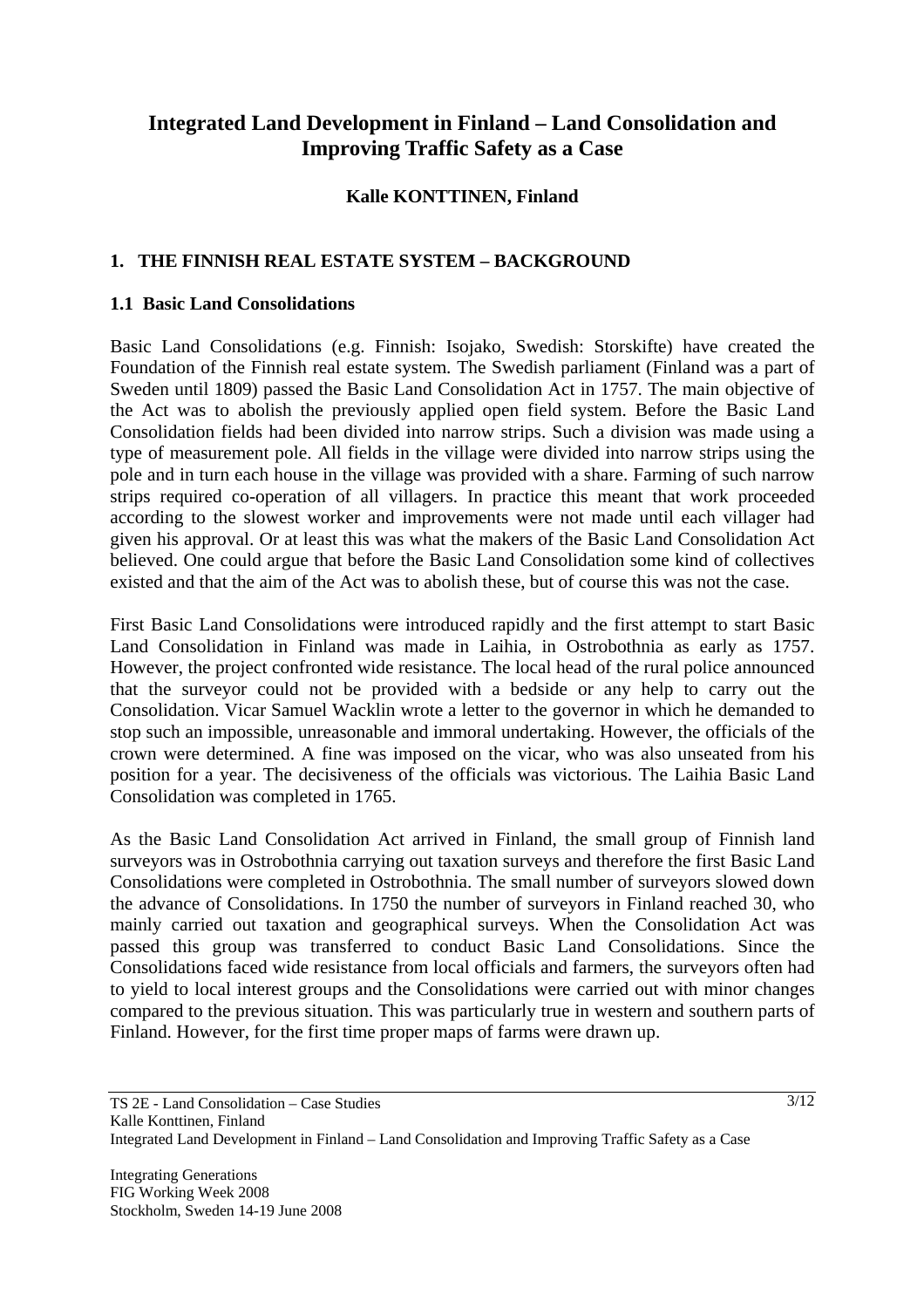# Integrated Land Development in Finland – Land Consolidation and Improving Traffic Safety as a Case

**Kalle KONTTINEN, Finland**

## 1. THE FINNISH REAL ESTATE SYSTEM – BACKGROUND

### 1.1 Basic Land Consolidations

Basic Land Consolidations (e.g. Finnish: Isojako, Swedish: Storskifte) have created the Foundation of the Finnish real estate system. The Swedish parliament (Finland was a part of Sweden until 1809) passed the Basic Land Consolidation Act in 1757. The main objective of the Act was to abolish the previously applied open field system. Before the Basic Land Consolidation fields had been divided into narrow strips. Such a division was made using a type of measurement pole. All fields in the village were divided into narrow strips using the pole and in turn each house in the village was provided with a share. Farming of such narrow strips required co-operation of all villagers. In practice this meant that work proceeded according to the slowest worker and improvements were not made until each villager had given his approval. Or at least this was what the makers of the Basic Land Consolidation Act believed. One could argue that before the Basic Land Consolidation some kind of collectives existed and that the aim of the Act was to abolish these, but of course this was not the case.

First Basic Land Consolidations were introduced rapidly and the first attempt to start Basic Land Consolidation in Finland was made in Laihia, in Ostrobothnia as early as 1757. However, the project confronted wide resistance. The local head of the rural police announced that the surveyor could not be provided with a bedside or any help to carry out the Consolidation. Vicar Samuel Wacklin wrote a letter to the governor in which he demanded to stop such an impossible, unreasonable and immoral undertaking. However, the officials of the crown were determined. A fine was imposed on the vicar, who was also unseated from his position for a year. The decisiveness of the officials was victorious. The Laihia Basic Land Consolidation was completed in 1765.

As the Basic Land Consolidation Act arrived in Finland, the small group of Finnish land surveyors was in Ostrobothnia carrying out taxation surveys and therefore the first Basic Land Consolidations were completed in Ostrobothnia. The small number of surveyors slowed down the advance of Consolidations. In 1750 the number of surveyors in Finland reached 30, who mainly carried out taxation and geographical surveys. When the Consolidation Act was passed this group was transferred to conduct Basic Land Consolidations. Since the Consolidations faced wide resistance from local officials and farmers, the surveyors often had to yield to local interest groups and the Consolidations were carried out with minor changes compared to the previous situation. This was particularly true in western and southern parts of Finland. However, for the first time proper maps of farms were drawn up.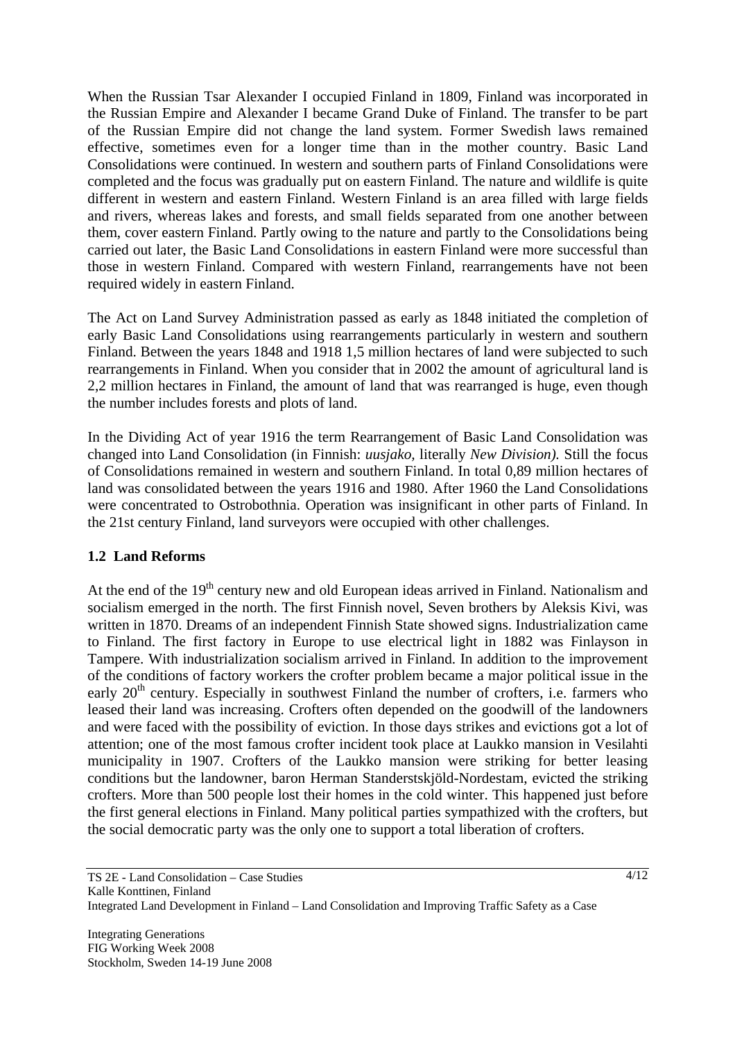When the Russian Tsar Alexander I occupied Finland in 1809, Finland was incorporated in the Russian Empire and Alexander I became Grand Duke of Finland. The transfer to be part of the Russian Empire did not change the land system. Former Swedish laws remained effective, sometimes even for a longer time than in the mother country. Basic Land Consolidations were continued. In western and southern parts of Finland Consolidations were completed and the focus was gradually put on eastern Finland. The nature and wildlife is quite different in western and eastern Finland. Western Finland is an area filled with large fields and rivers, whereas lakes and forests, and small fields separated from one another between them, cover eastern Finland. Partly owing to the nature and partly to the Consolidations being carried out later, the Basic Land Consolidations in eastern Finland were more successful than those in western Finland. Compared with western Finland, rearrangements have not been required widely in eastern Finland.

The Act on Land Survey Administration passed as early as 1848 initiated the completion of early Basic Land Consolidations using rearrangements particularly in western and southern Finland. Between the years 1848 and 1918 1,5 million hectares of land were subjected to such rearrangements in Finland. When you consider that in 2002 the amount of agricultural land is 2,2 million hectares in Finland, the amount of land that was rearranged is huge, even though the number includes forests and plots of land.

In the Dividing Act of year 1916 the term Rearrangement of Basic Land Consolidation was changed into Land Consolidation (in Finnish: *uusjako*, literally *New Division).* Still the focus of Consolidations remained in western and southern Finland. In total 0,89 million hectares of land was consolidated between the years 1916 and 1980. After 1960 the Land Consolidations were concentrated to Ostrobothnia. Operation was insignificant in other parts of Finland. In the 21st century Finland, land surveyors were occupied with other challenges.

### 1.2 Land Reforms

At the end of the 19th century new and old European ideas arrived in Finland. Nationalism and socialism emerged in the north. The first Finnish novel, Seven brothers by Aleksis Kivi, was written in 1870. Dreams of an independent Finnish State showed signs. Industrialization came to Finland. The first factory in Europe to use electrical light in 1882 was Finlayson in Tampere. With industrialization socialism arrived in Finland. In addition to the improvement of the conditions of factory workers the crofter problem became a major political issue in the early 20th century. Especially in southwest Finland the number of crofters, i.e. farmers who leased their land was increasing. Crofters often depended on the goodwill of the landowners and were faced with the possibility of eviction. In those days strikes and evictions got a lot of attention; one of the most famous crofter incident took place at Laukko mansion in Vesilahti municipality in 1907. Crofters of the Laukko mansion were striking for better leasing conditions but the landowner, baron Herman Standerstskjöld-Nordestam, evicted the striking crofters. More than 500 people lost their homes in the cold winter. This happened just before the first general elections in Finland. Many political parties sympathized with the crofters, but the social democratic party was the only one to support a total liberation of crofters.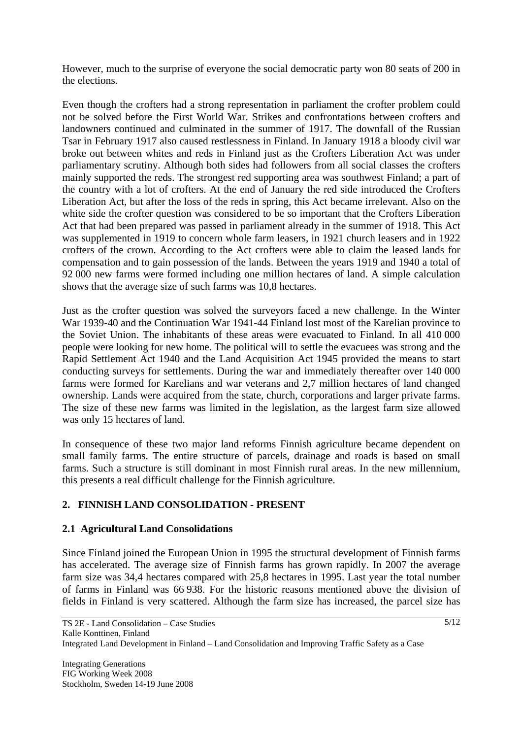However, much to the surprise of everyone the social democratic party won 80 seats of 200 in the elections.

Even though the crofters had a strong representation in parliament the crofter problem could not be solved before the First World War. Strikes and confrontations between crofters and landowners continued and culminated in the summer of 1917. The downfall of the Russian Tsar in February 1917 also caused restlessness in Finland. In January 1918 a bloody civil war broke out between whites and reds in Finland just as the Crofters Liberation Act was under parliamentary scrutiny. Although both sides had followers from all social classes the crofters mainly supported the reds. The strongest red supporting area was southwest Finland; a part of the country with a lot of crofters. At the end of January the red side introduced the Crofters Liberation Act, but after the loss of the reds in spring, this Act became irrelevant. Also on the white side the crofter question was considered to be so important that the Crofters Liberation Act that had been prepared was passed in parliament already in the summer of 1918. This Act was supplemented in 1919 to concern whole farm leasers, in 1921 church leasers and in 1922 crofters of the crown. According to the Act crofters were able to claim the leased lands for compensation and to gain possession of the lands. Between the years 1919 and 1940 a total of 92 000 new farms were formed including one million hectares of land. A simple calculation shows that the average size of such farms was 10,8 hectares.

Just as the crofter question was solved the surveyors faced a new challenge. In the Winter War 1939-40 and the Continuation War 1941-44 Finland lost most of the Karelian province to the Soviet Union. The inhabitants of these areas were evacuated to Finland. In all 410 000 people were looking for new home. The political will to settle the evacuees was strong and the Rapid Settlement Act 1940 and the Land Acquisition Act 1945 provided the means to start conducting surveys for settlements. During the war and immediately thereafter over 140 000 farms were formed for Karelians and war veterans and 2,7 million hectares of land changed ownership. Lands were acquired from the state, church, corporations and larger private farms. The size of these new farms was limited in the legislation, as the largest farm size allowed was only 15 hectares of land.

In consequence of these two major land reforms Finnish agriculture became dependent on small family farms. The entire structure of parcels, drainage and roads is based on small farms. Such a structure is still dominant in most Finnish rural areas. In the new millennium, this presents a real difficult challenge for the Finnish agriculture.

## 2. FINNISH LAND CONSOLIDATION - PRESENT

### 2.1 Agricultural Land Consolidations

Since Finland joined the European Union in 1995 the structural development of Finnish farms has accelerated. The average size of Finnish farms has grown rapidly. In 2007 the average farm size was 34,4 hectares compared with 25,8 hectares in 1995. Last year the total number of farms in Finland was 66 938. For the historic reasons mentioned above the division of fields in Finland is very scattered. Although the farm size has increased, the parcel size has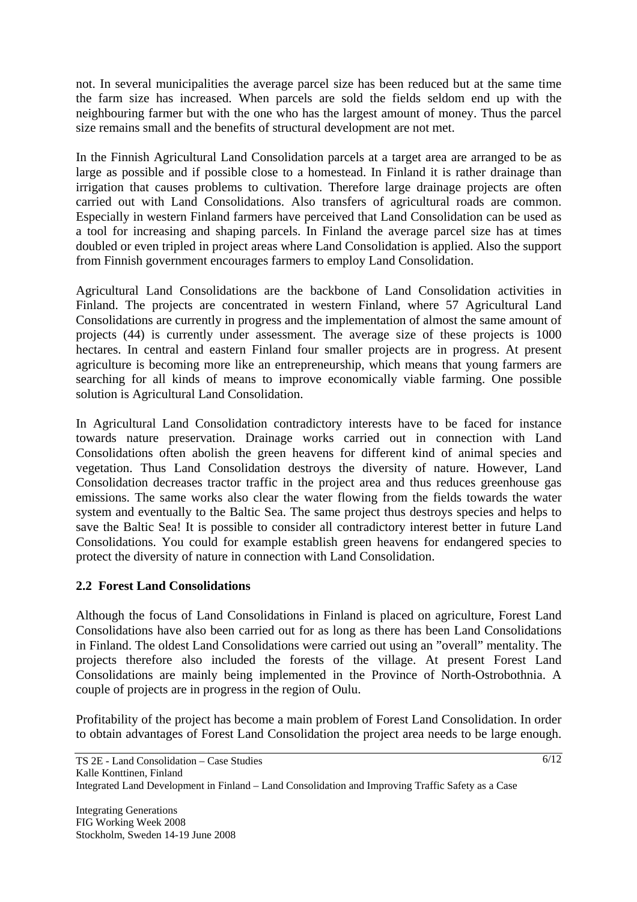not. In several municipalities the average parcel size has been reduced but at the same time the farm size has increased. When parcels are sold the fields seldom end up with the neighbouring farmer but with the one who has the largest amount of money. Thus the parcel size remains small and the benefits of structural development are not met.

In the Finnish Agricultural Land Consolidation parcels at a target area are arranged to be as large as possible and if possible close to a homestead. In Finland it is rather drainage than irrigation that causes problems to cultivation. Therefore large drainage projects are often carried out with Land Consolidations. Also transfers of agricultural roads are common. Especially in western Finland farmers have perceived that Land Consolidation can be used as a tool for increasing and shaping parcels. In Finland the average parcel size has at times doubled or even tripled in project areas where Land Consolidation is applied. Also the support from Finnish government encourages farmers to employ Land Consolidation.

Agricultural Land Consolidations are the backbone of Land Consolidation activities in Finland. The projects are concentrated in western Finland, where 57 Agricultural Land Consolidations are currently in progress and the implementation of almost the same amount of projects (44) is currently under assessment. The average size of these projects is 1000 hectares. In central and eastern Finland four smaller projects are in progress. At present agriculture is becoming more like an entrepreneurship, which means that young farmers are searching for all kinds of means to improve economically viable farming. One possible solution is Agricultural Land Consolidation.

In Agricultural Land Consolidation contradictory interests have to be faced for instance towards nature preservation. Drainage works carried out in connection with Land Consolidations often abolish the green heavens for different kind of animal species and vegetation. Thus Land Consolidation destroys the diversity of nature. However, Land Consolidation decreases tractor traffic in the project area and thus reduces greenhouse gas emissions. The same works also clear the water flowing from the fields towards the water system and eventually to the Baltic Sea. The same project thus destroys species and helps to save the Baltic Sea! It is possible to consider all contradictory interest better in future Land Consolidations. You could for example establish green heavens for endangered species to protect the diversity of nature in connection with Land Consolidation.

## 2.2 Forest Land Consolidations

Although the focus of Land Consolidations in Finland is placed on agriculture, Forest Land Consolidations have also been carried out for as long as there has been Land Consolidations in Finland. The oldest Land Consolidations were carried out using an "overall" mentality. The projects therefore also included the forests of the village. At present Forest Land Consolidations are mainly being implemented in the Province of North-Ostrobothnia. A couple of projects are in progress in the region of Oulu.

Profitability of the project has become a main problem of Forest Land Consolidation. In order to obtain advantages of Forest Land Consolidation the project area needs to be large enough.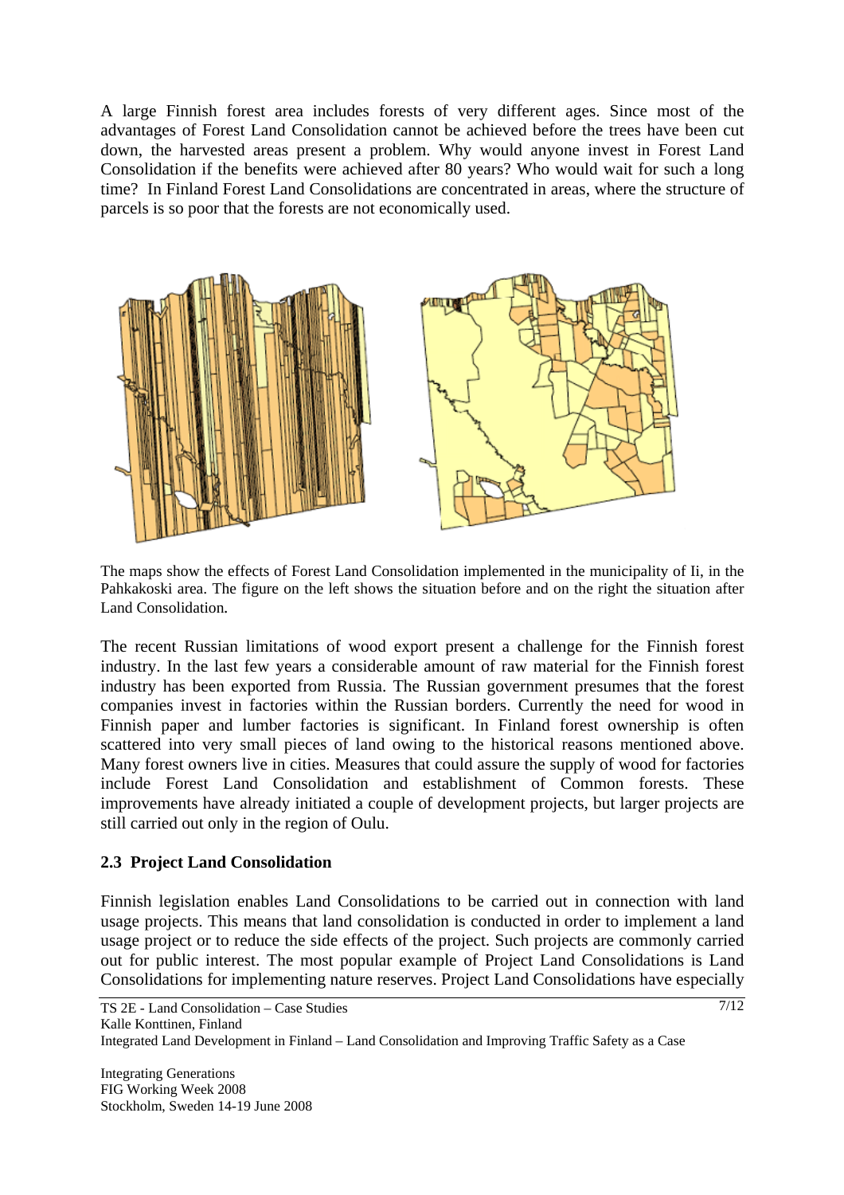A large Finnish forest area includes forests of very different ages. Since most of the advantages of Forest Land Consolidation cannot be achieved before the trees have been cut down, the harvested areas present a problem. Why would anyone invest in Forest Land Consolidation if the benefits were achieved after 80 years? Who would wait for such a long time? In Finland Forest Land Consolidations are concentrated in areas, where the structure of parcels is so poor that the forests are not economically used.

The maps show the effects of Forest Land Consolidation implemented in the municipality of Ii, in the Pahkakoski area. The figure on the left shows the situation before and on the right the situation after Land Consolidation.

The recent Russian limitations of wood export present a challenge for the Finnish forest industry. In the last few years a considerable amount of raw material for the Finnish forest industry has been exported from Russia. The Russian government presumes that the forest companies invest in factories within the Russian borders. Currently the need for wood in Finnish paper and lumber factories is significant. In Finland forest ownership is often scattered into very small pieces of land owing to the historical reasons mentioned above. Many forest owners live in cities. Measures that could assure the supply of wood for factories include Forest Land Consolidation and establishment of Common forests. These improvements have already initiated a couple of development projects, but larger projects are still carried out only in the region of Oulu.

### 2.3 Project Land Consolidation

Finnish legislation enables Land Consolidations to be carried out in connection with land usage projects. This means that land consolidation is conducted in order to implement a land usage project or to reduce the side effects of the project. Such projects are commonly carried out for public interest. The most popular example of Project Land Consolidations is Land Consolidations for implementing nature reserves. Project Land Consolidations have especially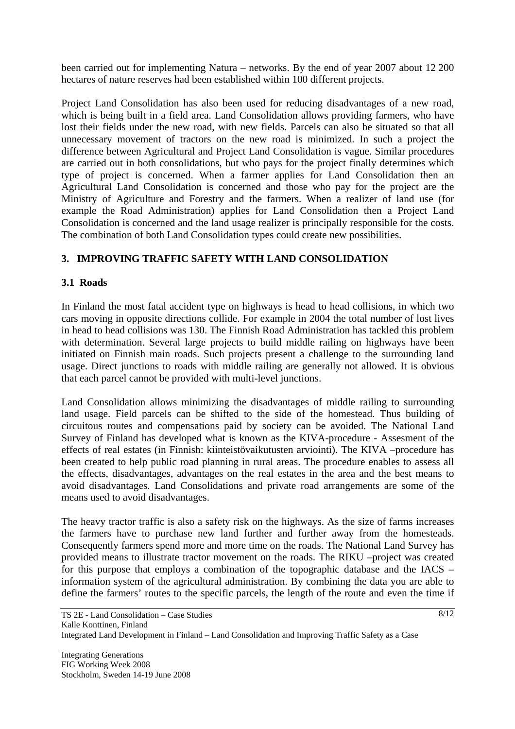been carried out for implementing Natura – networks. By the end of year 2007 about 12 200 hectares of nature reserves had been established within 100 different projects.

Project Land Consolidation has also been used for reducing disadvantages of a new road, which is being built in a field area. Land Consolidation allows providing farmers, who have lost their fields under the new road, with new fields. Parcels can also be situated so that all unnecessary movement of tractors on the new road is minimized. In such a project the difference between Agricultural and Project Land Consolidation is vague. Similar procedures are carried out in both consolidations, but who pays for the project finally determines which type of project is concerned. When a farmer applies for Land Consolidation then an Agricultural Land Consolidation is concerned and those who pay for the project are the Ministry of Agriculture and Forestry and the farmers. When a realizer of land use (for example the Road Administration) applies for Land Consolidation then a Project Land Consolidation is concerned and the land usage realizer is principally responsible for the costs. The combination of both Land Consolidation types could create new possibilities.

## 3. IMPROVING TRAFFIC SAFETY WITH LAND CONSOLIDATION

### 3.1 Roads

In Finland the most fatal accident type on highways is head to head collisions, in which two cars moving in opposite directions collide. For example in 2004 the total number of lost lives in head to head collisions was 130. The Finnish Road Administration has tackled this problem with determination. Several large projects to build middle railing on highways have been initiated on Finnish main roads. Such projects present a challenge to the surrounding land usage. Direct junctions to roads with middle railing are generally not allowed. It is obvious that each parcel cannot be provided with multi-level junctions.

Land Consolidation allows minimizing the disadvantages of middle railing to surrounding land usage. Field parcels can be shifted to the side of the homestead. Thus building of circuitous routes and compensations paid by society can be avoided. The National Land Survey of Finland has developed what is known as the KIVA-procedure - Assesment of the effects of real estates (in Finnish: kiinteistövaikutusten arviointi). The KIVA –procedure has been created to help public road planning in rural areas. The procedure enables to assess all the effects, disadvantages, advantages on the real estates in the area and the best means to avoid disadvantages. Land Consolidations and private road arrangements are some of the means used to avoid disadvantages.

The heavy tractor traffic is also a safety risk on the highways. As the size of farms increases the farmers have to purchase new land further and further away from the homesteads. Consequently farmers spend more and more time on the roads. The National Land Survey has provided means to illustrate tractor movement on the roads. The RIKU –project was created for this purpose that employs a combination of the topographic database and the IACS – information system of the agricultural administration. By combining the data you are able to define the farmers' routes to the specific parcels, the length of the route and even the time if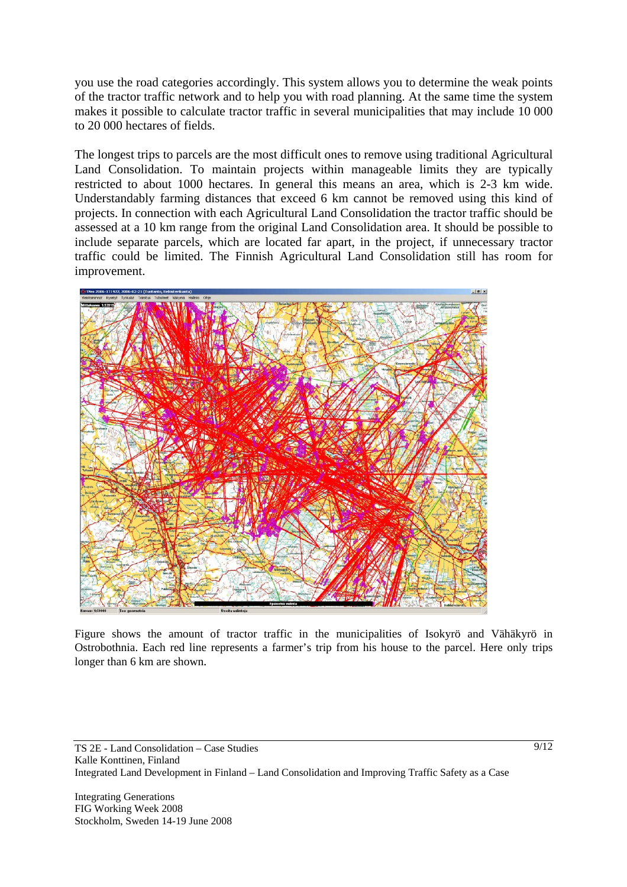you use the road categories accordingly. This system allows you to determine the weak points of the tractor traffic network and to help you with road planning. At the same time the system makes it possible to calculate tractor traffic in several municipalities that may include 10 000 to 20 000 hectares of fields.

The longest trips to parcels are the most difficult ones to remove using traditional Agricultural Land Consolidation. To maintain projects within manageable limits they are typically restricted to about 1000 hectares. In general this means an area, which is 2-3 km wide. Understandably farming distances that exceed 6 km cannot be removed using this kind of projects. In connection with each Agricultural Land Consolidation the tractor traffic should be assessed at a 10 km range from the original Land Consolidation area. It should be possible to include separate parcels, which are located far apart, in the project, if unnecessary tractor traffic could be limited. The Finnish Agricultural Land Consolidation still has room for improvement.

Figure shows the amount of tractor traffic in the municipalities of Isokyrö and Vähäkyrö in Ostrobothnia. Each red line represents a farmer's trip from his house to the parcel. Here only trips longer than 6 km are shown.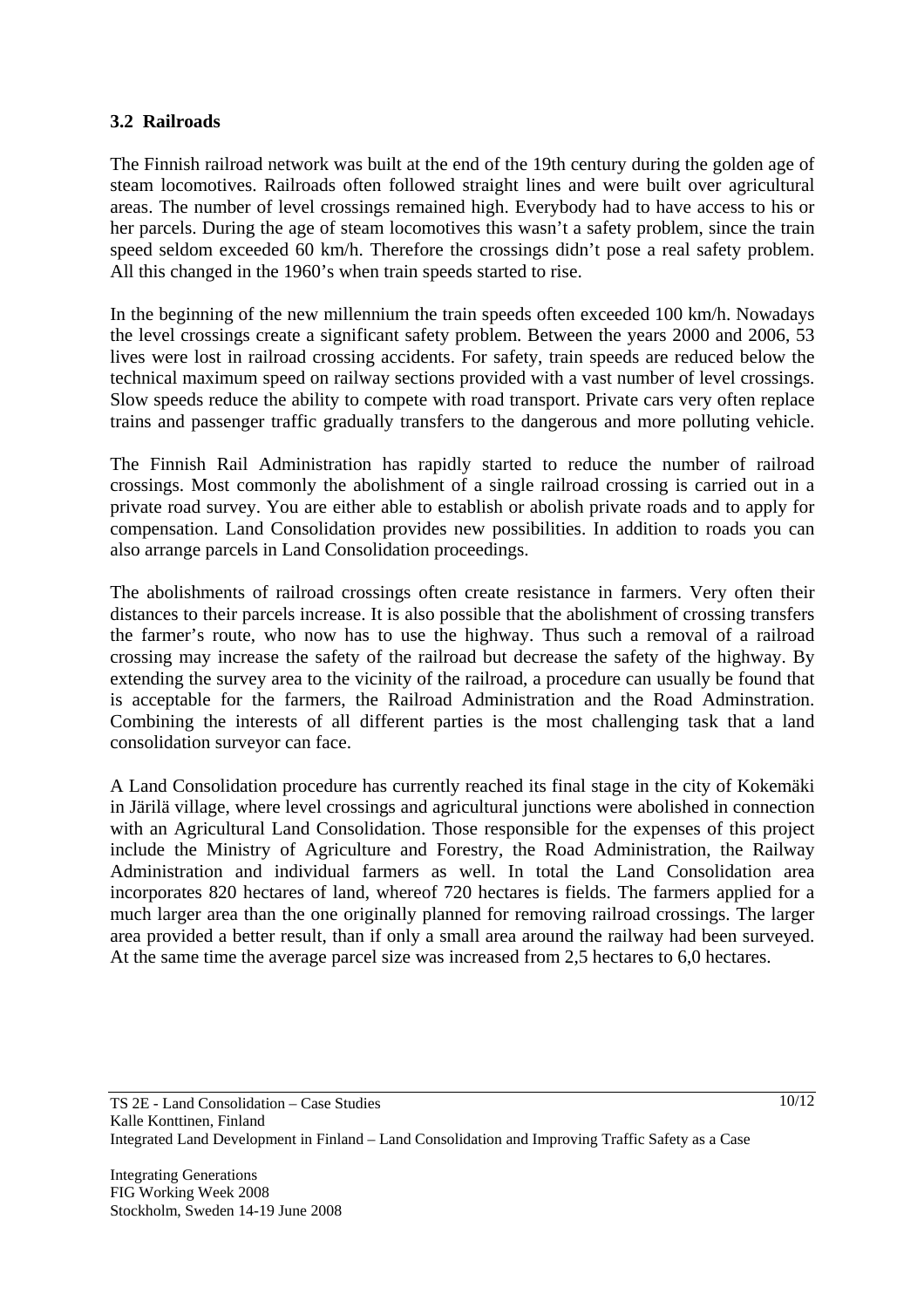### 3.2 Railroads

The Finnish railroad network was built at the end of the 19th century during the golden age of steam locomotives. Railroads often followed straight lines and were built over agricultural areas. The number of level crossings remained high. Everybody had to have access to his or her parcels. During the age of steam locomotives this wasn't a safety problem, since the train speed seldom exceeded 60 km/h. Therefore the crossings didn't pose a real safety problem. All this changed in the 1960's when train speeds started to rise.

In the beginning of the new millennium the train speeds often exceeded 100 km/h. Nowadays the level crossings create a significant safety problem. Between the years 2000 and 2006, 53 lives were lost in railroad crossing accidents. For safety, train speeds are reduced below the technical maximum speed on railway sections provided with a vast number of level crossings. Slow speeds reduce the ability to compete with road transport. Private cars very often replace trains and passenger traffic gradually transfers to the dangerous and more polluting vehicle.

The Finnish Rail Administration has rapidly started to reduce the number of railroad crossings. Most commonly the abolishment of a single railroad crossing is carried out in a private road survey. You are either able to establish or abolish private roads and to apply for compensation. Land Consolidation provides new possibilities. In addition to roads you can also arrange parcels in Land Consolidation proceedings.

The abolishments of railroad crossings often create resistance in farmers. Very often their distances to their parcels increase. It is also possible that the abolishment of crossing transfers the farmer's route, who now has to use the highway. Thus such a removal of a railroad crossing may increase the safety of the railroad but decrease the safety of the highway. By extending the survey area to the vicinity of the railroad, a procedure can usually be found that is acceptable for the farmers, the Railroad Administration and the Road Adminstration. Combining the interests of all different parties is the most challenging task that a land consolidation surveyor can face.

A Land Consolidation procedure has currently reached its final stage in the city of Kokemäki in Järilä village, where level crossings and agricultural junctions were abolished in connection with an Agricultural Land Consolidation. Those responsible for the expenses of this project include the Ministry of Agriculture and Forestry, the Road Administration, the Railway Administration and individual farmers as well. In total the Land Consolidation area incorporates 820 hectares of land, whereof 720 hectares is fields. The farmers applied for a much larger area than the one originally planned for removing railroad crossings. The larger area provided a better result, than if only a small area around the railway had been surveyed. At the same time the average parcel size was increased from 2,5 hectares to 6,0 hectares.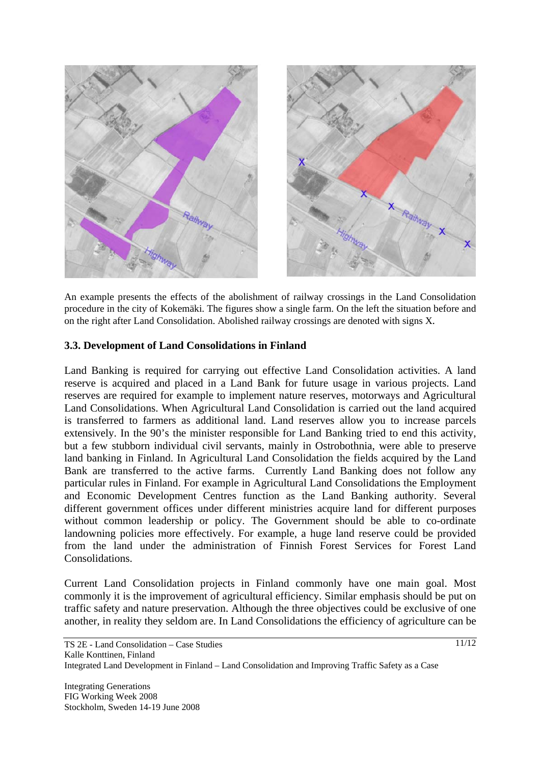An example presents the effects of the abolishment of railway crossings in the Land Consolidation procedure in the city of Kokemäki. The figures show a single farm. On the left the situation before and on the right after Land Consolidation. Abolished railway crossings are denoted with signs X.

### 3.3. Development of Land Consolidations in Finland

Land Banking is required for carrying out effective Land Consolidation activities. A land reserve is acquired and placed in a Land Bank for future usage in various projects. Land reserves are required for example to implement nature reserves, motorways and Agricultural Land Consolidations. When Agricultural Land Consolidation is carried out the land acquired is transferred to farmers as additional land. Land reserves allow you to increase parcels extensively. In the 90's the minister responsible for Land Banking tried to end this activity, but a few stubborn individual civil servants, mainly in Ostrobothnia, were able to preserve land banking in Finland. In Agricultural Land Consolidation the fields acquired by the Land Bank are transferred to the active farms. Currently Land Banking does not follow any particular rules in Finland. For example in Agricultural Land Consolidations the Employment and Economic Development Centres function as the Land Banking authority. Several different government offices under different ministries acquire land for different purposes without common leadership or policy. The Government should be able to co-ordinate landowning policies more effectively. For example, a huge land reserve could be provided from the land under the administration of Finnish Forest Services for Forest Land Consolidations.

Current Land Consolidation projects in Finland commonly have one main goal. Most commonly it is the improvement of agricultural efficiency. Similar emphasis should be put on traffic safety and nature preservation. Although the three objectives could be exclusive of one another, in reality they seldom are. In Land Consolidations the efficiency of agriculture can be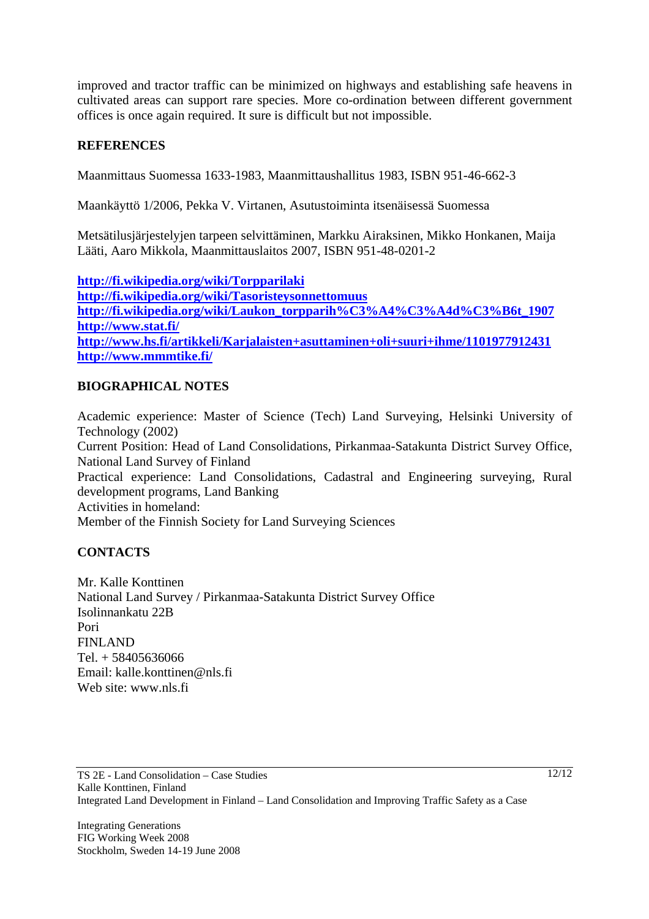improved and tractor traffic can be minimized on highways and establishing safe heavens in cultivated areas can support rare species. More co-ordination between different government offices is once again required. It sure is difficult but not impossible.

## REFERENCES

Maanmittaus Suomessa 1633-1983, Maanmittaushallitus 1983, ISBN 951-46-662-3

Maankäyttö 1/2006, Pekka V. Virtanen, Asutustoiminta itsenäisessä Suomessa

Metsätilusjärjestelyjen tarpeen selvittäminen, Markku Airaksinen, Mikko Honkanen, Maija Lääti, Aaro Mikkola, Maanmittauslaitos 2007, ISBN 951-48-0201-2

**http://fi.wikipedia.org/wiki/Torpparilaki**
**http://fi.wikipedia.org/wiki/Tasoristeysonnettomuus**
**http://fi.wikipedia.org/wiki/Laukon_torpparih%C3%A4%C3%A4d%C3%B6t_1907**
**http://www.stat.fi/**
**http://www.hs.fi/artikkeli/Karjalaisten+asuttaminen+oli+suuri+ihme/1101977912431**
**http://www.mmmtike.fi/**

## BIOGRAPHICAL NOTES

Academic experience: Master of Science (Tech) Land Surveying, Helsinki University of Technology (2002)
Current Position: Head of Land Consolidations, Pirkanmaa-Satakunta District Survey Office, National Land Survey of Finland
Practical experience: Land Consolidations, Cadastral and Engineering surveying, Rural development programs, Land Banking
Activities in homeland:
Member of the Finnish Society for Land Surveying Sciences

## CONTACTS

Mr. Kalle Konttinen
National Land Survey / Pirkanmaa-Satakunta District Survey Office
Isolinnankatu 22B
Pori
FINLAND
Tel. + 58405636066
Email: kalle.konttinen@nls.fi
Web site: www.nls.fi